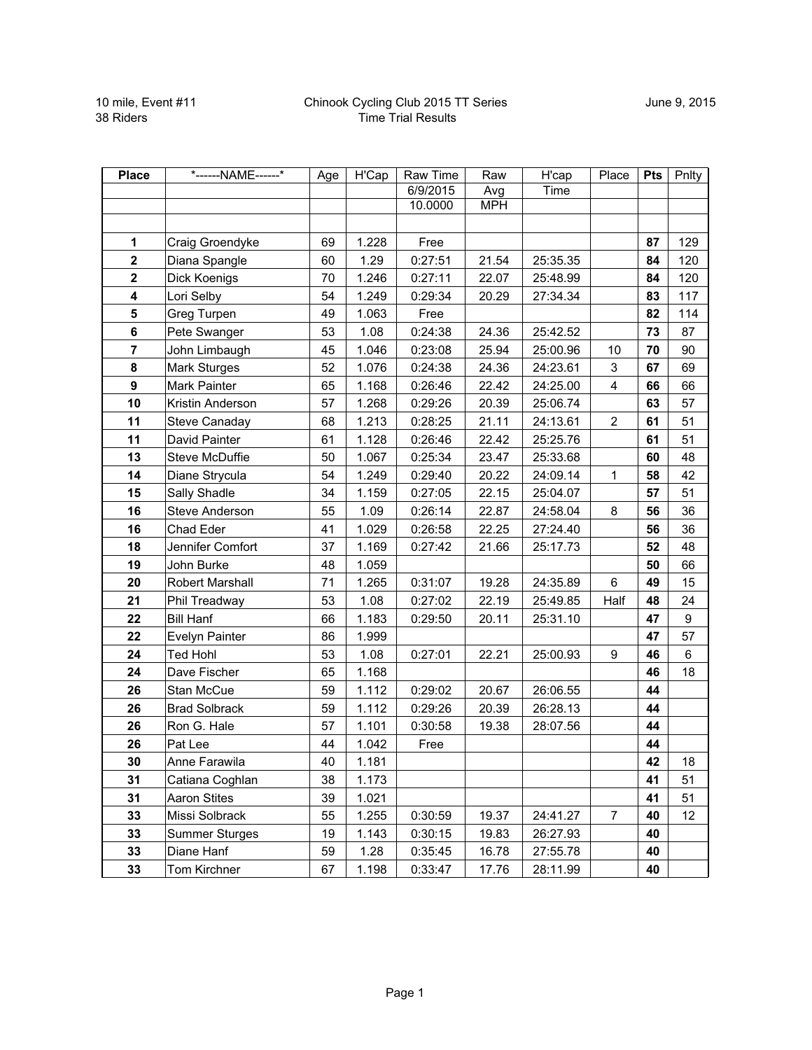10 mile, Event #11
38 Riders

Chinook Cycling Club 2015 TT Series
Time Trial Results

June 9, 2015

| Place | *------NAME------* | Age | H'Cap | Raw Time | Raw | H'cap | Place | Pts | Pnlty |
|---|---|---|---|---|---|---|---|---|---|
| | | | | 6/9/2015 | Avg | Time | | | |
| | | | | 10.0000 | MPH | | | | |
| | | | | | | | | | |
| **1** | Craig Groendyke | 69 | 1.228 | Free | | | | **87** | 129 |
| **2** | Diana Spangle | 60 | 1.29 | 0:27:51 | 21.54 | 25:35.35 | | **84** | 120 |
| **2** | Dick Koenigs | 70 | 1.246 | 0:27:11 | 22.07 | 25:48.99 | | **84** | 120 |
| **4** | Lori Selby | 54 | 1.249 | 0:29:34 | 20.29 | 27:34.34 | | **83** | 117 |
| **5** | Greg Turpen | 49 | 1.063 | Free | | | | **82** | 114 |
| **6** | Pete Swanger | 53 | 1.08 | 0:24:38 | 24.36 | 25:42.52 | | **73** | 87 |
| **7** | John Limbaugh | 45 | 1.046 | 0:23:08 | 25.94 | 25:00.96 | 10 | **70** | 90 |
| **8** | Mark Sturges | 52 | 1.076 | 0:24:38 | 24.36 | 24:23.61 | 3 | **67** | 69 |
| **9** | Mark Painter | 65 | 1.168 | 0:26:46 | 22.42 | 24:25.00 | 4 | **66** | 66 |
| **10** | Kristin Anderson | 57 | 1.268 | 0:29:26 | 20.39 | 25:06.74 | | **63** | 57 |
| **11** | Steve Canaday | 68 | 1.213 | 0:28:25 | 21.11 | 24:13.61 | 2 | **61** | 51 |
| **11** | David Painter | 61 | 1.128 | 0:26:46 | 22.42 | 25:25.76 | | **61** | 51 |
| **13** | Steve McDuffie | 50 | 1.067 | 0:25:34 | 23.47 | 25:33.68 | | **60** | 48 |
| **14** | Diane Strycula | 54 | 1.249 | 0:29:40 | 20.22 | 24:09.14 | 1 | **58** | 42 |
| **15** | Sally Shadle | 34 | 1.159 | 0:27:05 | 22.15 | 25:04.07 | | **57** | 51 |
| **16** | Steve Anderson | 55 | 1.09 | 0:26:14 | 22.87 | 24:58.04 | 8 | **56** | 36 |
| **16** | Chad Eder | 41 | 1.029 | 0:26:58 | 22.25 | 27:24.40 | | **56** | 36 |
| **18** | Jennifer Comfort | 37 | 1.169 | 0:27:42 | 21.66 | 25:17.73 | | **52** | 48 |
| **19** | John Burke | 48 | 1.059 | | | | | **50** | 66 |
| **20** | Robert Marshall | 71 | 1.265 | 0:31:07 | 19.28 | 24:35.89 | 6 | **49** | 15 |
| **21** | Phil Treadway | 53 | 1.08 | 0:27:02 | 22.19 | 25:49.85 | Half | **48** | 24 |
| **22** | Bill Hanf | 66 | 1.183 | 0:29:50 | 20.11 | 25:31.10 | | **47** | 9 |
| **22** | Evelyn Painter | 86 | 1.999 | | | | | **47** | 57 |
| **24** | Ted Hohl | 53 | 1.08 | 0:27:01 | 22.21 | 25:00.93 | 9 | **46** | 6 |
| **24** | Dave Fischer | 65 | 1.168 | | | | | **46** | 18 |
| **26** | Stan McCue | 59 | 1.112 | 0:29:02 | 20.67 | 26:06.55 | | **44** | |
| **26** | Brad Solbrack | 59 | 1.112 | 0:29:26 | 20.39 | 26:28.13 | | **44** | |
| **26** | Ron G. Hale | 57 | 1.101 | 0:30:58 | 19.38 | 28:07.56 | | **44** | |
| **26** | Pat Lee | 44 | 1.042 | Free | | | | **44** | |
| **30** | Anne Farawila | 40 | 1.181 | | | | | **42** | 18 |
| **31** | Catiana Coghlan | 38 | 1.173 | | | | | **41** | 51 |
| **31** | Aaron Stites | 39 | 1.021 | | | | | **41** | 51 |
| **33** | Missi Solbrack | 55 | 1.255 | 0:30:59 | 19.37 | 24:41.27 | 7 | **40** | 12 |
| **33** | Summer Sturges | 19 | 1.143 | 0:30:15 | 19.83 | 26:27.93 | | **40** | |
| **33** | Diane Hanf | 59 | 1.28 | 0:35:45 | 16.78 | 27:55.78 | | **40** | |
| **33** | Tom Kirchner | 67 | 1.198 | 0:33:47 | 17.76 | 28:11.99 | | **40** | |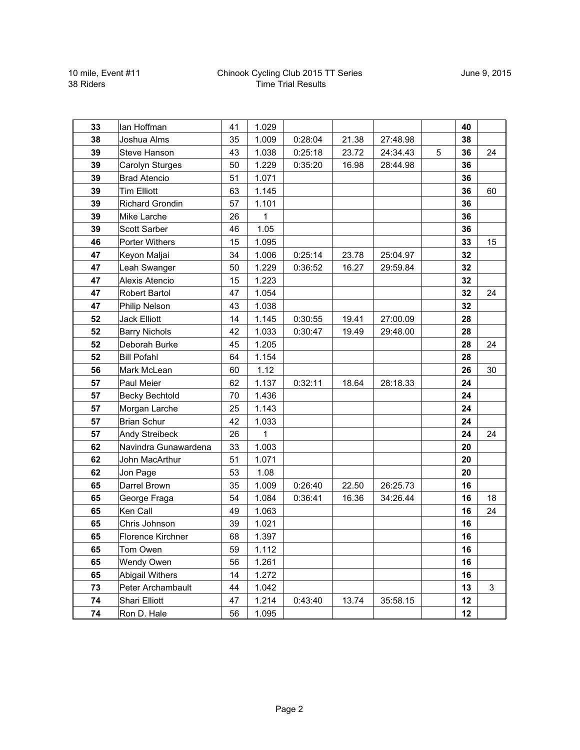10 mile, Event #11
38 Riders

Chinook Cycling Club 2015 TT Series
Time Trial Results

June 9, 2015

| | | | | | | | | | |
|---|---|---|---|---|---|---|---|---|---|
| **33** | Ian Hoffman | 41 | 1.029 | | | | | **40** | |
| **38** | Joshua Alms | 35 | 1.009 | 0:28:04 | 21.38 | 27:48.98 | | **38** | |
| **39** | Steve Hanson | 43 | 1.038 | 0:25:18 | 23.72 | 24:34.43 | 5 | **36** | 24 |
| **39** | Carolyn Sturges | 50 | 1.229 | 0:35:20 | 16.98 | 28:44.98 | | **36** | |
| **39** | Brad Atencio | 51 | 1.071 | | | | | **36** | |
| **39** | Tim Elliott | 63 | 1.145 | | | | | **36** | 60 |
| **39** | Richard Grondin | 57 | 1.101 | | | | | **36** | |
| **39** | Mike Larche | 26 | 1 | | | | | **36** | |
| **39** | Scott Sarber | 46 | 1.05 | | | | | **36** | |
| **46** | Porter Withers | 15 | 1.095 | | | | | **33** | 15 |
| **47** | Keyon Maljai | 34 | 1.006 | 0:25:14 | 23.78 | 25:04.97 | | **32** | |
| **47** | Leah Swanger | 50 | 1.229 | 0:36:52 | 16.27 | 29:59.84 | | **32** | |
| **47** | Alexis Atencio | 15 | 1.223 | | | | | **32** | |
| **47** | Robert Bartol | 47 | 1.054 | | | | | **32** | 24 |
| **47** | Philip Nelson | 43 | 1.038 | | | | | **32** | |
| **52** | Jack Elliott | 14 | 1.145 | 0:30:55 | 19.41 | 27:00.09 | | **28** | |
| **52** | Barry Nichols | 42 | 1.033 | 0:30:47 | 19.49 | 29:48.00 | | **28** | |
| **52** | Deborah Burke | 45 | 1.205 | | | | | **28** | 24 |
| **52** | Bill Pofahl | 64 | 1.154 | | | | | **28** | |
| **56** | Mark McLean | 60 | 1.12 | | | | | **26** | 30 |
| **57** | Paul Meier | 62 | 1.137 | 0:32:11 | 18.64 | 28:18.33 | | **24** | |
| **57** | Becky Bechtold | 70 | 1.436 | | | | | **24** | |
| **57** | Morgan Larche | 25 | 1.143 | | | | | **24** | |
| **57** | Brian Schur | 42 | 1.033 | | | | | **24** | |
| **57** | Andy Streibeck | 26 | 1 | | | | | **24** | 24 |
| **62** | Navindra Gunawardena | 33 | 1.003 | | | | | **20** | |
| **62** | John MacArthur | 51 | 1.071 | | | | | **20** | |
| **62** | Jon Page | 53 | 1.08 | | | | | **20** | |
| **65** | Darrel Brown | 35 | 1.009 | 0:26:40 | 22.50 | 26:25.73 | | **16** | |
| **65** | George Fraga | 54 | 1.084 | 0:36:41 | 16.36 | 34:26.44 | | **16** | 18 |
| **65** | Ken Call | 49 | 1.063 | | | | | **16** | 24 |
| **65** | Chris Johnson | 39 | 1.021 | | | | | **16** | |
| **65** | Florence Kirchner | 68 | 1.397 | | | | | **16** | |
| **65** | Tom Owen | 59 | 1.112 | | | | | **16** | |
| **65** | Wendy Owen | 56 | 1.261 | | | | | **16** | |
| **65** | Abigail Withers | 14 | 1.272 | | | | | **16** | |
| **73** | Peter Archambault | 44 | 1.042 | | | | | **13** | 3 |
| **74** | Shari Elliott | 47 | 1.214 | 0:43:40 | 13.74 | 35:58.15 | | **12** | |
| **74** | Ron D. Hale | 56 | 1.095 | | | | | **12** | |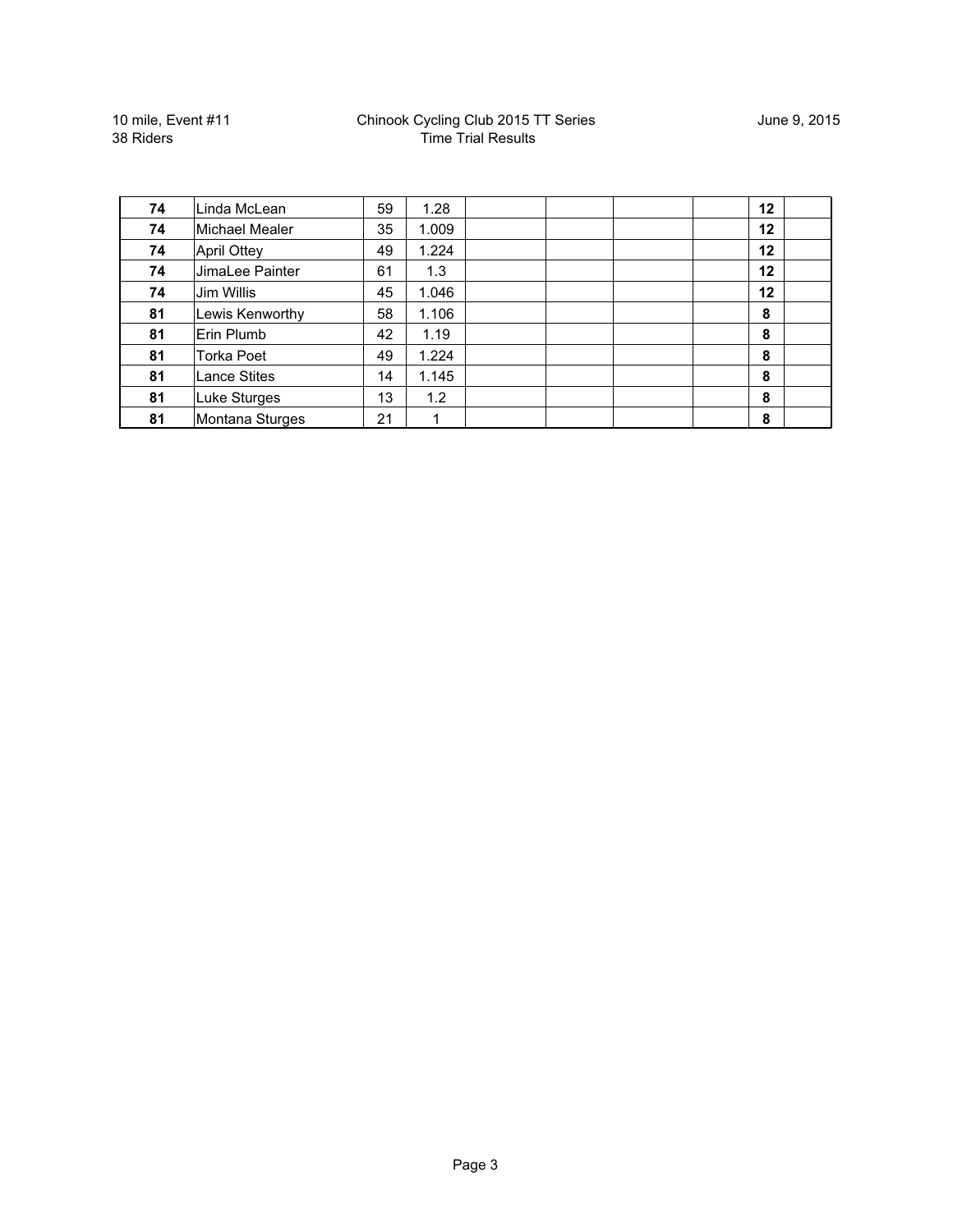10 mile, Event #11
38 Riders

Chinook Cycling Club 2015 TT Series
Time Trial Results

June 9, 2015

| | | | | | | | | | |
|---|---|---|---|---|---|---|---|---|---|
| **74** | Linda McLean | 59 | 1.28 | | | | | **12** | |
| **74** | Michael Mealer | 35 | 1.009 | | | | | **12** | |
| **74** | April Ottey | 49 | 1.224 | | | | | **12** | |
| **74** | JimaLee Painter | 61 | 1.3 | | | | | **12** | |
| **74** | Jim Willis | 45 | 1.046 | | | | | **12** | |
| **81** | Lewis Kenworthy | 58 | 1.106 | | | | | **8** | |
| **81** | Erin Plumb | 42 | 1.19 | | | | | **8** | |
| **81** | Torka Poet | 49 | 1.224 | | | | | **8** | |
| **81** | Lance Stites | 14 | 1.145 | | | | | **8** | |
| **81** | Luke Sturges | 13 | 1.2 | | | | | **8** | |
| **81** | Montana Sturges | 21 | 1 | | | | | **8** | |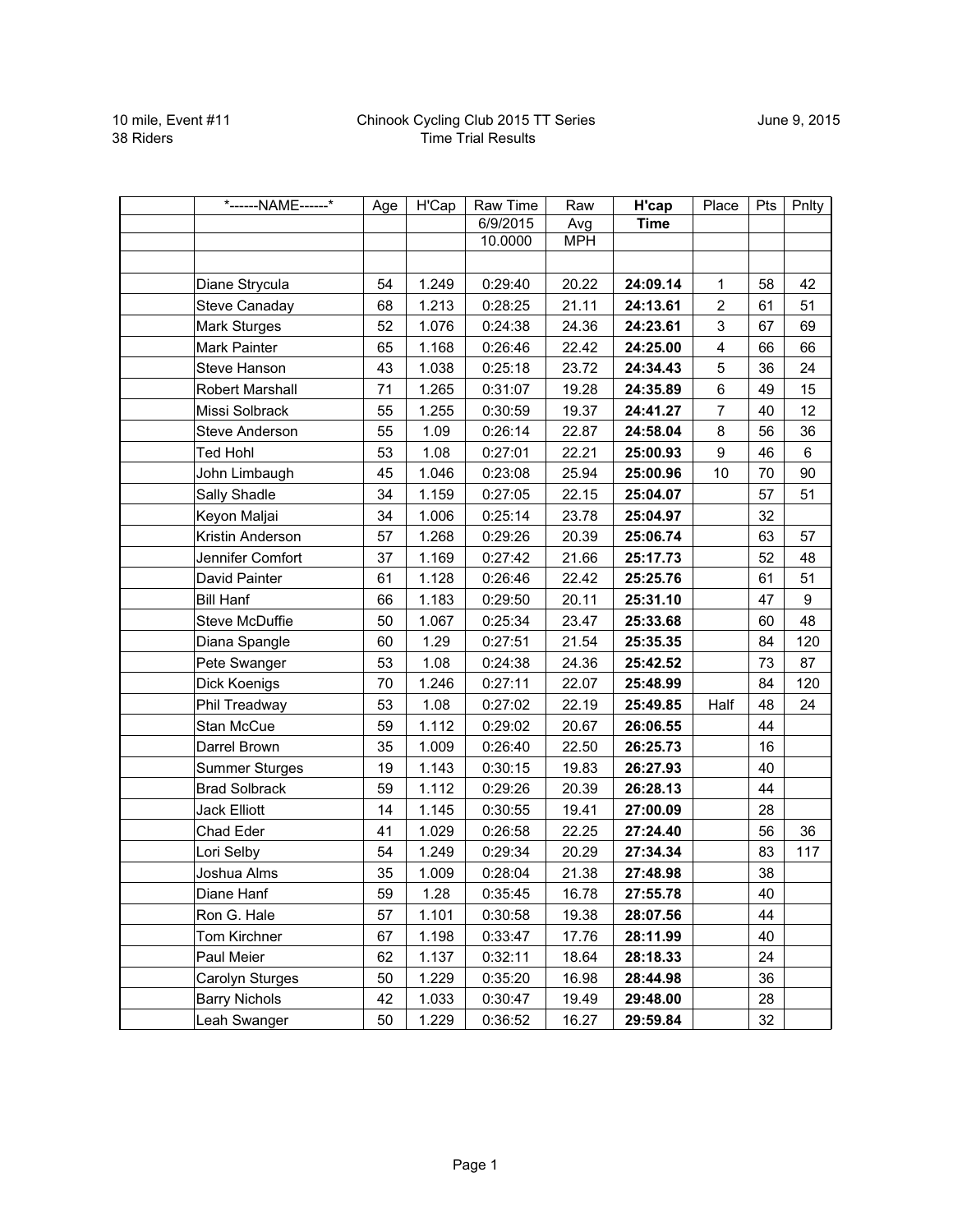10 mile, Event #11
38 Riders

Chinook Cycling Club 2015 TT Series
Time Trial Results

June 9, 2015

| *------NAME------* | Age | H'Cap | Raw Time | Raw | **H'cap** | Place | Pts | Pnlty |
|---|---|---|---|---|---|---|---|---|
| | | | 6/9/2015 | Avg | **Time** | | | |
| | | | 10.0000 | MPH | | | | |
| | | | | | | | | |
| Diane Strycula | 54 | 1.249 | 0:29:40 | 20.22 | **24:09.14** | 1 | 58 | 42 |
| Steve Canaday | 68 | 1.213 | 0:28:25 | 21.11 | **24:13.61** | 2 | 61 | 51 |
| Mark Sturges | 52 | 1.076 | 0:24:38 | 24.36 | **24:23.61** | 3 | 67 | 69 |
| Mark Painter | 65 | 1.168 | 0:26:46 | 22.42 | **24:25.00** | 4 | 66 | 66 |
| Steve Hanson | 43 | 1.038 | 0:25:18 | 23.72 | **24:34.43** | 5 | 36 | 24 |
| Robert Marshall | 71 | 1.265 | 0:31:07 | 19.28 | **24:35.89** | 6 | 49 | 15 |
| Missi Solbrack | 55 | 1.255 | 0:30:59 | 19.37 | **24:41.27** | 7 | 40 | 12 |
| Steve Anderson | 55 | 1.09 | 0:26:14 | 22.87 | **24:58.04** | 8 | 56 | 36 |
| Ted Hohl | 53 | 1.08 | 0:27:01 | 22.21 | **25:00.93** | 9 | 46 | 6 |
| John Limbaugh | 45 | 1.046 | 0:23:08 | 25.94 | **25:00.96** | 10 | 70 | 90 |
| Sally Shadle | 34 | 1.159 | 0:27:05 | 22.15 | **25:04.07** | | 57 | 51 |
| Keyon Maljai | 34 | 1.006 | 0:25:14 | 23.78 | **25:04.97** | | 32 | |
| Kristin Anderson | 57 | 1.268 | 0:29:26 | 20.39 | **25:06.74** | | 63 | 57 |
| Jennifer Comfort | 37 | 1.169 | 0:27:42 | 21.66 | **25:17.73** | | 52 | 48 |
| David Painter | 61 | 1.128 | 0:26:46 | 22.42 | **25:25.76** | | 61 | 51 |
| Bill Hanf | 66 | 1.183 | 0:29:50 | 20.11 | **25:31.10** | | 47 | 9 |
| Steve McDuffie | 50 | 1.067 | 0:25:34 | 23.47 | **25:33.68** | | 60 | 48 |
| Diana Spangle | 60 | 1.29 | 0:27:51 | 21.54 | **25:35.35** | | 84 | 120 |
| Pete Swanger | 53 | 1.08 | 0:24:38 | 24.36 | **25:42.52** | | 73 | 87 |
| Dick Koenigs | 70 | 1.246 | 0:27:11 | 22.07 | **25:48.99** | | 84 | 120 |
| Phil Treadway | 53 | 1.08 | 0:27:02 | 22.19 | **25:49.85** | Half | 48 | 24 |
| Stan McCue | 59 | 1.112 | 0:29:02 | 20.67 | **26:06.55** | | 44 | |
| Darrel Brown | 35 | 1.009 | 0:26:40 | 22.50 | **26:25.73** | | 16 | |
| Summer Sturges | 19 | 1.143 | 0:30:15 | 19.83 | **26:27.93** | | 40 | |
| Brad Solbrack | 59 | 1.112 | 0:29:26 | 20.39 | **26:28.13** | | 44 | |
| Jack Elliott | 14 | 1.145 | 0:30:55 | 19.41 | **27:00.09** | | 28 | |
| Chad Eder | 41 | 1.029 | 0:26:58 | 22.25 | **27:24.40** | | 56 | 36 |
| Lori Selby | 54 | 1.249 | 0:29:34 | 20.29 | **27:34.34** | | 83 | 117 |
| Joshua Alms | 35 | 1.009 | 0:28:04 | 21.38 | **27:48.98** | | 38 | |
| Diane Hanf | 59 | 1.28 | 0:35:45 | 16.78 | **27:55.78** | | 40 | |
| Ron G. Hale | 57 | 1.101 | 0:30:58 | 19.38 | **28:07.56** | | 44 | |
| Tom Kirchner | 67 | 1.198 | 0:33:47 | 17.76 | **28:11.99** | | 40 | |
| Paul Meier | 62 | 1.137 | 0:32:11 | 18.64 | **28:18.33** | | 24 | |
| Carolyn Sturges | 50 | 1.229 | 0:35:20 | 16.98 | **28:44.98** | | 36 | |
| Barry Nichols | 42 | 1.033 | 0:30:47 | 19.49 | **29:48.00** | | 28 | |
| Leah Swanger | 50 | 1.229 | 0:36:52 | 16.27 | **29:59.84** | | 32 | |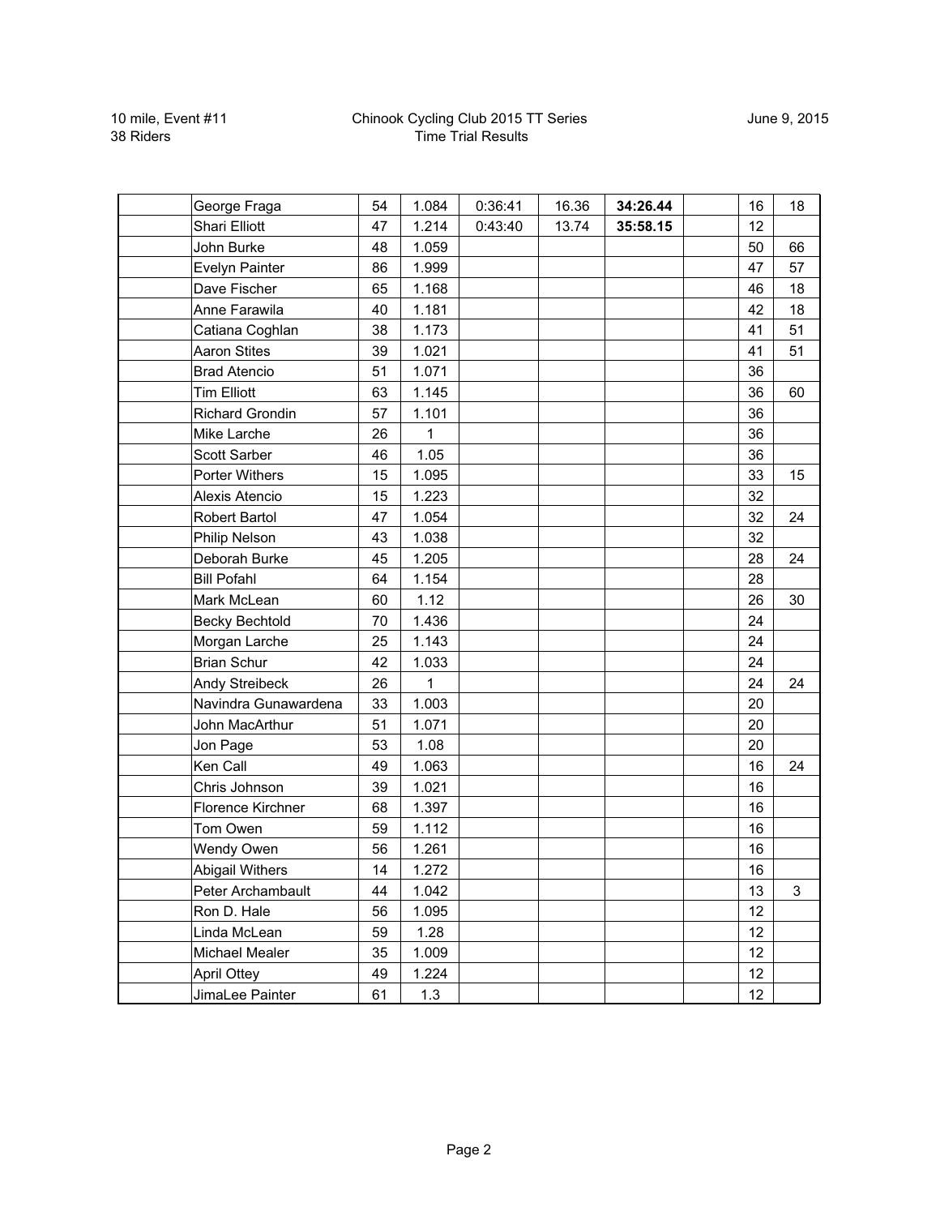10 mile, Event #11
38 Riders

Chinook Cycling Club 2015 TT Series
Time Trial Results

June 9, 2015

| | | | | | | | | | |
|---|---|---|---|---|---|---|---|---|---|
| | George Fraga | 54 | 1.084 | 0:36:41 | 16.36 | **34:26.44** | | 16 | 18 |
| | Shari Elliott | 47 | 1.214 | 0:43:40 | 13.74 | **35:58.15** | | 12 | |
| | John Burke | 48 | 1.059 | | | | | 50 | 66 |
| | Evelyn Painter | 86 | 1.999 | | | | | 47 | 57 |
| | Dave Fischer | 65 | 1.168 | | | | | 46 | 18 |
| | Anne Farawila | 40 | 1.181 | | | | | 42 | 18 |
| | Catiana Coghlan | 38 | 1.173 | | | | | 41 | 51 |
| | Aaron Stites | 39 | 1.021 | | | | | 41 | 51 |
| | Brad Atencio | 51 | 1.071 | | | | | 36 | |
| | Tim Elliott | 63 | 1.145 | | | | | 36 | 60 |
| | Richard Grondin | 57 | 1.101 | | | | | 36 | |
| | Mike Larche | 26 | 1 | | | | | 36 | |
| | Scott Sarber | 46 | 1.05 | | | | | 36 | |
| | Porter Withers | 15 | 1.095 | | | | | 33 | 15 |
| | Alexis Atencio | 15 | 1.223 | | | | | 32 | |
| | Robert Bartol | 47 | 1.054 | | | | | 32 | 24 |
| | Philip Nelson | 43 | 1.038 | | | | | 32 | |
| | Deborah Burke | 45 | 1.205 | | | | | 28 | 24 |
| | Bill Pofahl | 64 | 1.154 | | | | | 28 | |
| | Mark McLean | 60 | 1.12 | | | | | 26 | 30 |
| | Becky Bechtold | 70 | 1.436 | | | | | 24 | |
| | Morgan Larche | 25 | 1.143 | | | | | 24 | |
| | Brian Schur | 42 | 1.033 | | | | | 24 | |
| | Andy Streibeck | 26 | 1 | | | | | 24 | 24 |
| | Navindra Gunawardena | 33 | 1.003 | | | | | 20 | |
| | John MacArthur | 51 | 1.071 | | | | | 20 | |
| | Jon Page | 53 | 1.08 | | | | | 20 | |
| | Ken Call | 49 | 1.063 | | | | | 16 | 24 |
| | Chris Johnson | 39 | 1.021 | | | | | 16 | |
| | Florence Kirchner | 68 | 1.397 | | | | | 16 | |
| | Tom Owen | 59 | 1.112 | | | | | 16 | |
| | Wendy Owen | 56 | 1.261 | | | | | 16 | |
| | Abigail Withers | 14 | 1.272 | | | | | 16 | |
| | Peter Archambault | 44 | 1.042 | | | | | 13 | 3 |
| | Ron D. Hale | 56 | 1.095 | | | | | 12 | |
| | Linda McLean | 59 | 1.28 | | | | | 12 | |
| | Michael Mealer | 35 | 1.009 | | | | | 12 | |
| | April Ottey | 49 | 1.224 | | | | | 12 | |
| | JimaLee Painter | 61 | 1.3 | | | | | 12 | |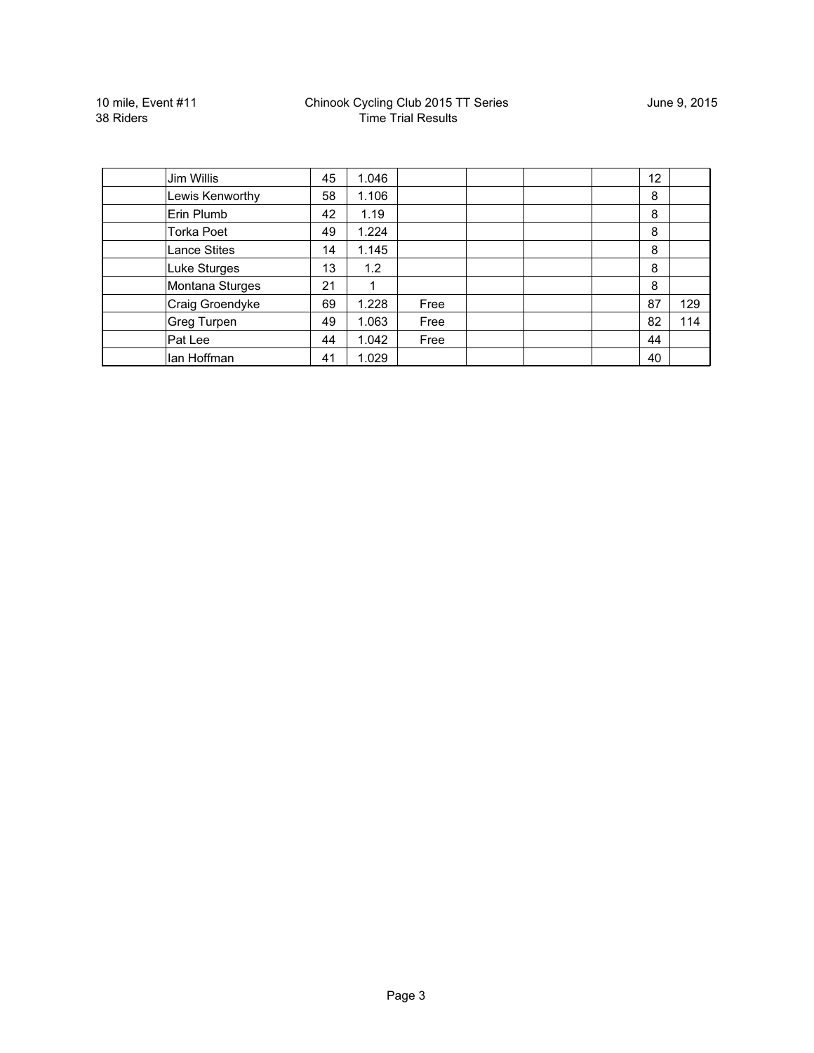10 mile, Event #11
38 Riders

Chinook Cycling Club 2015 TT Series
Time Trial Results

June 9, 2015

| | | | | | | | | | |
|---|---|---|---|---|---|---|---|---|---|
| | Jim Willis | 45 | 1.046 | | | | | 12 | |
| | Lewis Kenworthy | 58 | 1.106 | | | | | 8 | |
| | Erin Plumb | 42 | 1.19 | | | | | 8 | |
| | Torka Poet | 49 | 1.224 | | | | | 8 | |
| | Lance Stites | 14 | 1.145 | | | | | 8 | |
| | Luke Sturges | 13 | 1.2 | | | | | 8 | |
| | Montana Sturges | 21 | 1 | | | | | 8 | |
| | Craig Groendyke | 69 | 1.228 | Free | | | | 87 | 129 |
| | Greg Turpen | 49 | 1.063 | Free | | | | 82 | 114 |
| | Pat Lee | 44 | 1.042 | Free | | | | 44 | |
| | Ian Hoffman | 41 | 1.029 | | | | | 40 | |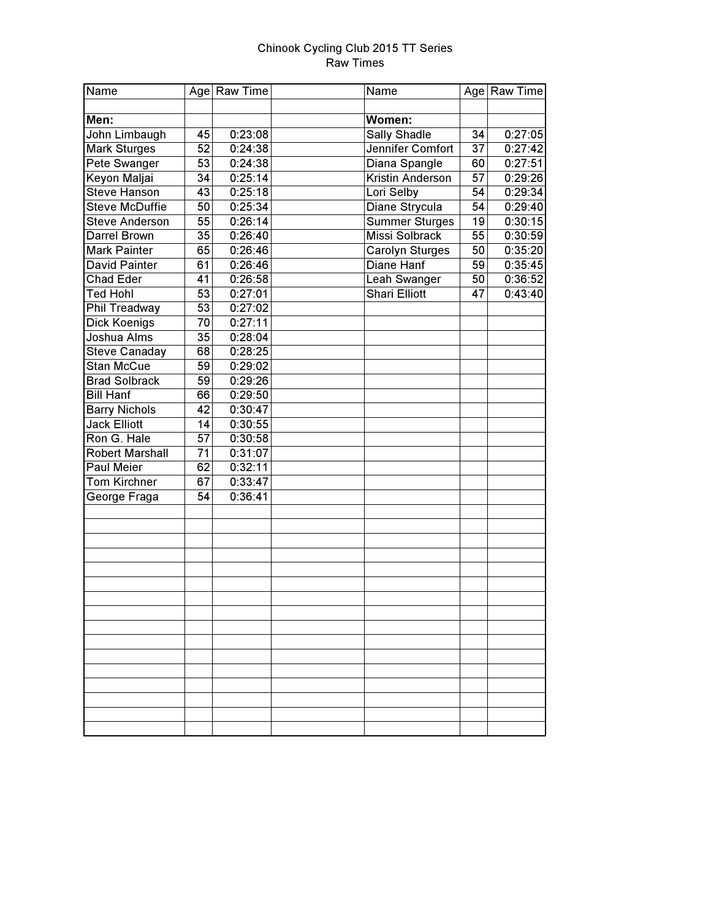Chinook Cycling Club 2015 TT Series
Raw Times

| Name | Age | Raw Time | | Name | Age | Raw Time |
|---|---|---|---|---|---|---|
| | | | | | | |
| **Men:** | | | | **Women:** | | |
| John Limbaugh | 45 | 0:23:08 | | Sally Shadle | 34 | 0:27:05 |
| Mark Sturges | 52 | 0:24:38 | | Jennifer Comfort | 37 | 0:27:42 |
| Pete Swanger | 53 | 0:24:38 | | Diana Spangle | 60 | 0:27:51 |
| Keyon Maljai | 34 | 0:25:14 | | Kristin Anderson | 57 | 0:29:26 |
| Steve Hanson | 43 | 0:25:18 | | Lori Selby | 54 | 0:29:34 |
| Steve McDuffie | 50 | 0:25:34 | | Diane Strycula | 54 | 0:29:40 |
| Steve Anderson | 55 | 0:26:14 | | Summer Sturges | 19 | 0:30:15 |
| Darrel Brown | 35 | 0:26:40 | | Missi Solbrack | 55 | 0:30:59 |
| Mark Painter | 65 | 0:26:46 | | Carolyn Sturges | 50 | 0:35:20 |
| David Painter | 61 | 0:26:46 | | Diane Hanf | 59 | 0:35:45 |
| Chad Eder | 41 | 0:26:58 | | Leah Swanger | 50 | 0:36:52 |
| Ted Hohl | 53 | 0:27:01 | | Shari Elliott | 47 | 0:43:40 |
| Phil Treadway | 53 | 0:27:02 | | | | |
| Dick Koenigs | 70 | 0:27:11 | | | | |
| Joshua Alms | 35 | 0:28:04 | | | | |
| Steve Canaday | 68 | 0:28:25 | | | | |
| Stan McCue | 59 | 0:29:02 | | | | |
| Brad Solbrack | 59 | 0:29:26 | | | | |
| Bill Hanf | 66 | 0:29:50 | | | | |
| Barry Nichols | 42 | 0:30:47 | | | | |
| Jack Elliott | 14 | 0:30:55 | | | | |
| Ron G. Hale | 57 | 0:30:58 | | | | |
| Robert Marshall | 71 | 0:31:07 | | | | |
| Paul Meier | 62 | 0:32:11 | | | | |
| Tom Kirchner | 67 | 0:33:47 | | | | |
| George Fraga | 54 | 0:36:41 | | | | |